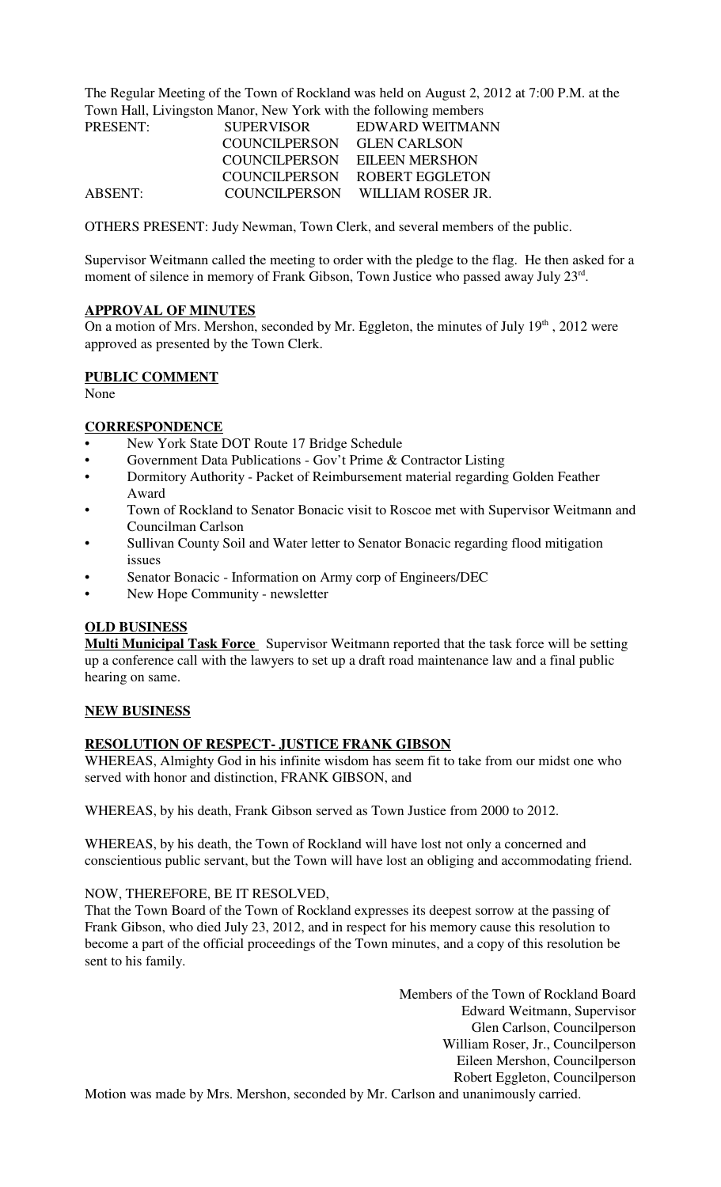The Regular Meeting of the Town of Rockland was held on August 2, 2012 at 7:00 P.M. at the Town Hall, Livingston Manor, New York with the following members

| | | |
|---|---|---|
| PRESENT: | SUPERVISOR | EDWARD WEITMANN |
| | COUNCILPERSON | GLEN CARLSON |
| | COUNCILPERSON | EILEEN MERSHON |
| | COUNCILPERSON | ROBERT EGGLETON |
| ABSENT: | COUNCILPERSON | WILLIAM ROSER JR. |

OTHERS PRESENT: Judy Newman, Town Clerk, and several members of the public.

Supervisor Weitmann called the meeting to order with the pledge to the flag. He then asked for a moment of silence in memory of Frank Gibson, Town Justice who passed away July 23rd.

**APPROVAL OF MINUTES**

On a motion of Mrs. Mershon, seconded by Mr. Eggleton, the minutes of July 19th , 2012 were approved as presented by the Town Clerk.

**PUBLIC COMMENT**

None

**CORRESPONDENCE**

- New York State DOT Route 17 Bridge Schedule
- Government Data Publications - Gov't Prime & Contractor Listing
- Dormitory Authority - Packet of Reimbursement material regarding Golden Feather Award
- Town of Rockland to Senator Bonacic visit to Roscoe met with Supervisor Weitmann and Councilman Carlson
- Sullivan County Soil and Water letter to Senator Bonacic regarding flood mitigation issues
- Senator Bonacic - Information on Army corp of Engineers/DEC
- New Hope Community - newsletter

**OLD BUSINESS**

**Multi Municipal Task Force** Supervisor Weitmann reported that the task force will be setting up a conference call with the lawyers to set up a draft road maintenance law and a final public hearing on same.

**NEW BUSINESS**

**RESOLUTION OF RESPECT- JUSTICE FRANK GIBSON**

WHEREAS, Almighty God in his infinite wisdom has seem fit to take from our midst one who served with honor and distinction, FRANK GIBSON, and

WHEREAS, by his death, Frank Gibson served as Town Justice from 2000 to 2012.

WHEREAS, by his death, the Town of Rockland will have lost not only a concerned and conscientious public servant, but the Town will have lost an obliging and accommodating friend.

NOW, THEREFORE, BE IT RESOLVED,

That the Town Board of the Town of Rockland expresses its deepest sorrow at the passing of Frank Gibson, who died July 23, 2012, and in respect for his memory cause this resolution to become a part of the official proceedings of the Town minutes, and a copy of this resolution be sent to his family.

Members of the Town of Rockland Board
Edward Weitmann, Supervisor
Glen Carlson, Councilperson
William Roser, Jr., Councilperson
Eileen Mershon, Councilperson
Robert Eggleton, Councilperson

Motion was made by Mrs. Mershon, seconded by Mr. Carlson and unanimously carried.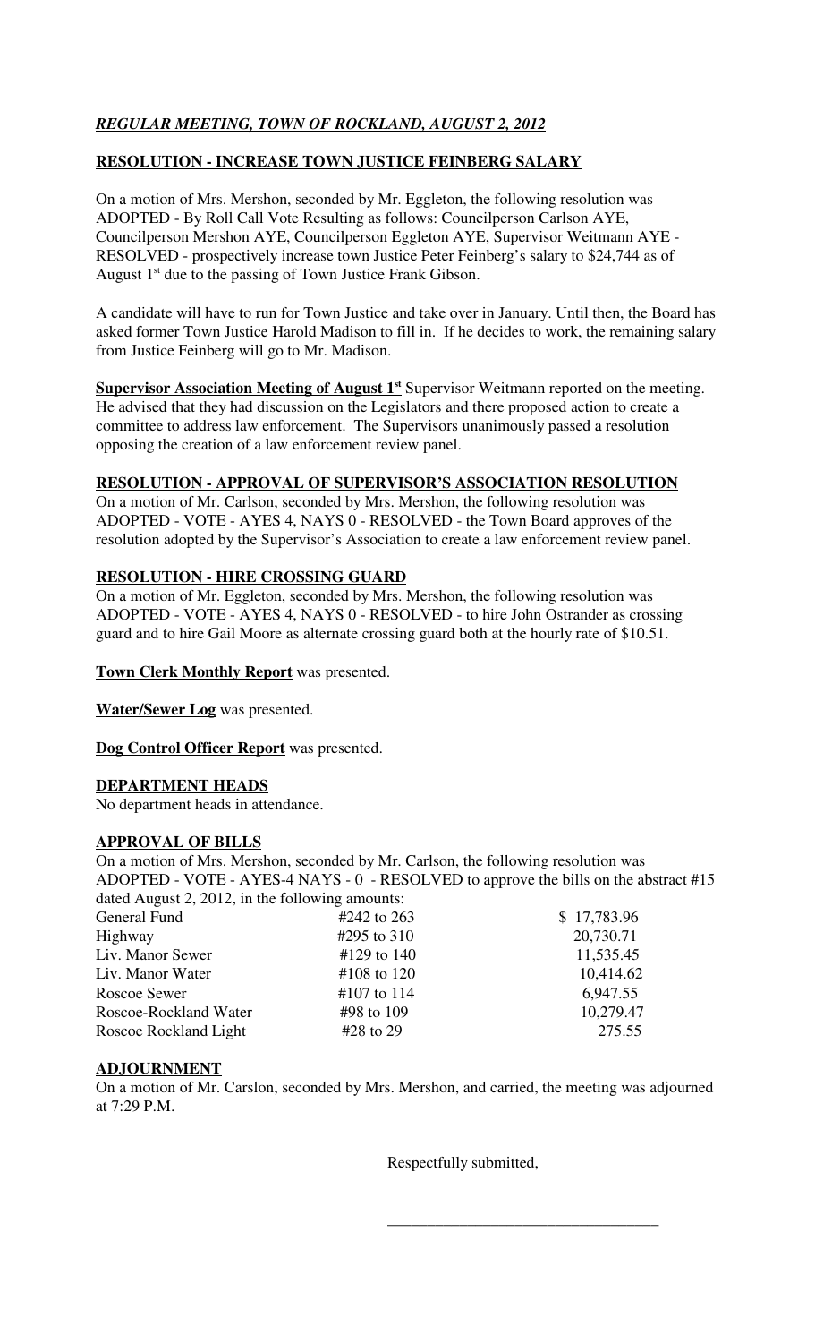***REGULAR MEETING, TOWN OF ROCKLAND, AUGUST 2, 2012***

**RESOLUTION - INCREASE TOWN JUSTICE FEINBERG SALARY**

On a motion of Mrs. Mershon, seconded by Mr. Eggleton, the following resolution was ADOPTED - By Roll Call Vote Resulting as follows: Councilperson Carlson AYE, Councilperson Mershon AYE, Councilperson Eggleton AYE, Supervisor Weitmann AYE - RESOLVED - prospectively increase town Justice Peter Feinberg's salary to $24,744 as of August 1st due to the passing of Town Justice Frank Gibson.

A candidate will have to run for Town Justice and take over in January. Until then, the Board has asked former Town Justice Harold Madison to fill in. If he decides to work, the remaining salary from Justice Feinberg will go to Mr. Madison.

**Supervisor Association Meeting of August 1st** Supervisor Weitmann reported on the meeting. He advised that they had discussion on the Legislators and there proposed action to create a committee to address law enforcement. The Supervisors unanimously passed a resolution opposing the creation of a law enforcement review panel.

**RESOLUTION - APPROVAL OF SUPERVISOR'S ASSOCIATION RESOLUTION**

On a motion of Mr. Carlson, seconded by Mrs. Mershon, the following resolution was ADOPTED - VOTE - AYES 4, NAYS 0 - RESOLVED - the Town Board approves of the resolution adopted by the Supervisor's Association to create a law enforcement review panel.

**RESOLUTION - HIRE CROSSING GUARD**

On a motion of Mr. Eggleton, seconded by Mrs. Mershon, the following resolution was ADOPTED - VOTE - AYES 4, NAYS 0 - RESOLVED - to hire John Ostrander as crossing guard and to hire Gail Moore as alternate crossing guard both at the hourly rate of $10.51.

**Town Clerk Monthly Report** was presented.

**Water/Sewer Log** was presented.

**Dog Control Officer Report** was presented.

**DEPARTMENT HEADS**

No department heads in attendance.

**APPROVAL OF BILLS**

On a motion of Mrs. Mershon, seconded by Mr. Carlson, the following resolution was ADOPTED - VOTE - AYES-4 NAYS - 0 - RESOLVED to approve the bills on the abstract #15 dated August 2, 2012, in the following amounts:

| | | |
|---|---|---|
| General Fund | #242 to 263 | $ 17,783.96 |
| Highway | #295 to 310 | 20,730.71 |
| Liv. Manor Sewer | #129 to 140 | 11,535.45 |
| Liv. Manor Water | #108 to 120 | 10,414.62 |
| Roscoe Sewer | #107 to 114 | 6,947.55 |
| Roscoe-Rockland Water | #98 to 109 | 10,279.47 |
| Roscoe Rockland Light | #28 to 29 | 275.55 |

**ADJOURNMENT**

On a motion of Mr. Carslon, seconded by Mrs. Mershon, and carried, the meeting was adjourned at 7:29 P.M.

Respectfully submitted,

\_\_\_\_\_\_\_\_\_\_\_\_\_\_\_\_\_\_\_\_\_\_\_\_\_\_\_\_\_\_\_\_\_\_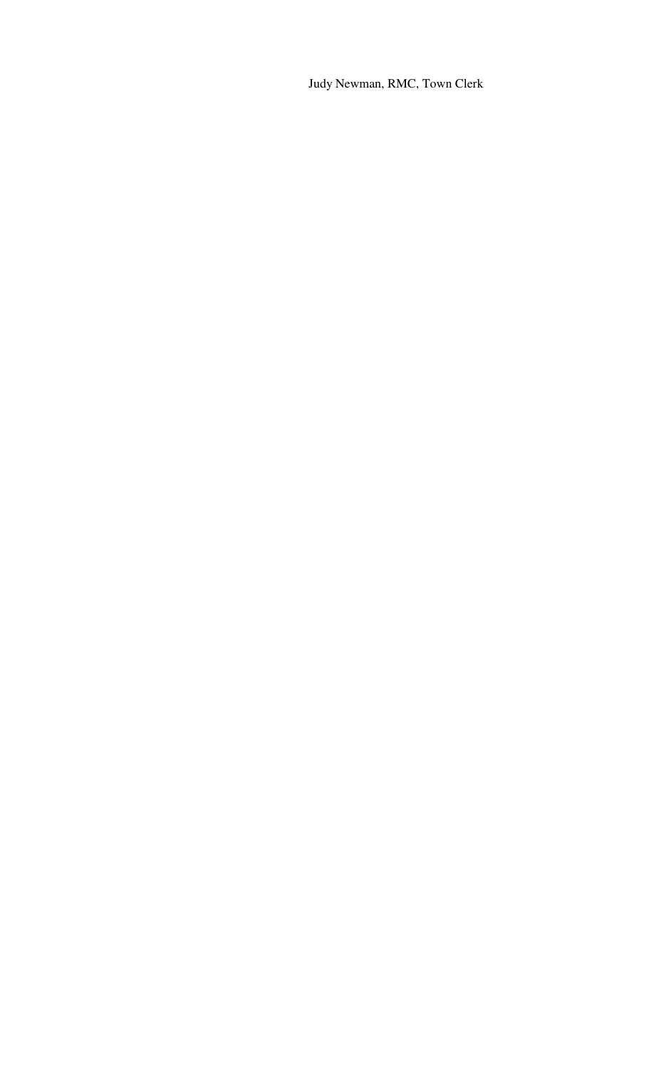Judy Newman, RMC, Town Clerk